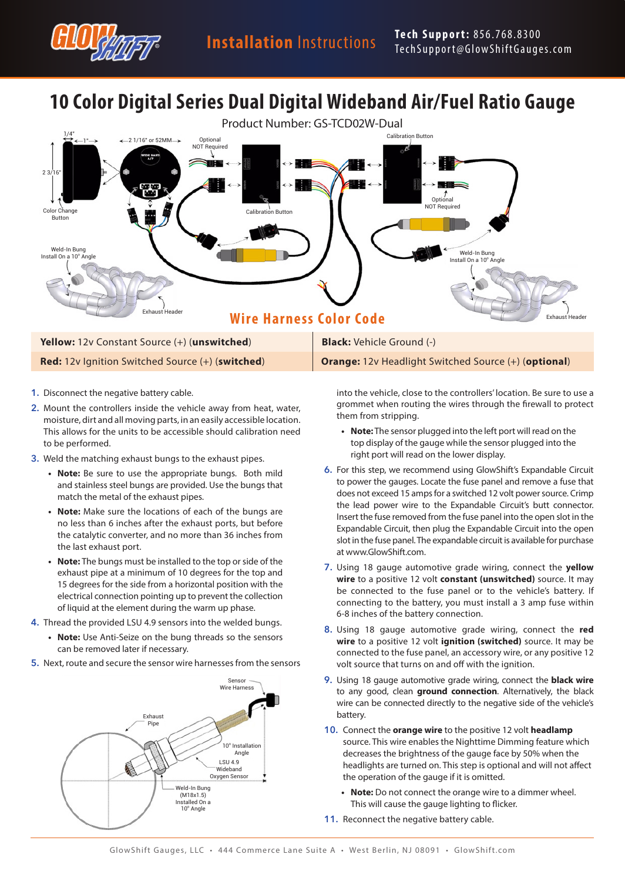# 10 Color Digital Series Dual Digital Wideband Air/Fuel Ratio Gauge

Product Number: GS-TCD02W-Dual

## Wire Harness Color Code

| | |
|---|---|
| **Yellow:** 12v Constant Source (+) (**unswitched**) | **Black:** Vehicle Ground (-) |
| **Red:** 12v Ignition Switched Source (+) (**switched**) | **Orange:** 12v Headlight Switched Source (+) (**optional**) |

1. Disconnect the negative battery cable.
2. Mount the controllers inside the vehicle away from heat, water, moisture, dirt and all moving parts, in an easily accessible location. This allows for the units to be accessible should calibration need to be performed.
3. Weld the matching exhaust bungs to the exhaust pipes.
   - **Note:** Be sure to use the appropriate bungs. Both mild and stainless steel bungs are provided. Use the bungs that match the metal of the exhaust pipes.
   - **Note:** Make sure the locations of each of the bungs are no less than 6 inches after the exhaust ports, but before the catalytic converter, and no more than 36 inches from the last exhaust port.
   - **Note:** The bungs must be installed to the top or side of the exhaust pipe at a minimum of 10 degrees for the top and 15 degrees for the side from a horizontal position with the electrical connection pointing up to prevent the collection of liquid at the element during the warm up phase.
4. Thread the provided LSU 4.9 sensors into the welded bungs.
   - **Note:** Use Anti-Seize on the bung threads so the sensors can be removed later if necessary.
5. Next, route and secure the sensor wire harnesses from the sensors into the vehicle, close to the controllers' location. Be sure to use a grommet when routing the wires through the firewall to protect them from stripping.
   - **Note:** The sensor plugged into the left port will read on the top display of the gauge while the sensor plugged into the right port will read on the lower display.
6. For this step, we recommend using GlowShift's Expandable Circuit to power the gauges. Locate the fuse panel and remove a fuse that does not exceed 15 amps for a switched 12 volt power source. Crimp the lead power wire to the Expandable Circuit's butt connector. Insert the fuse removed from the fuse panel into the open slot in the Expandable Circuit, then plug the Expandable Circuit into the open slot in the fuse panel. The expandable circuit is available for purchase at www.GlowShift.com.
7. Using 18 gauge automotive grade wiring, connect the **yellow wire** to a positive 12 volt **constant (unswitched)** source. It may be connected to the fuse panel or to the vehicle's battery. If connecting to the battery, you must install a 3 amp fuse within 6-8 inches of the battery connection.
8. Using 18 gauge automotive grade wiring, connect the **red wire** to a positive 12 volt **ignition (switched)** source. It may be connected to the fuse panel, an accessory wire, or any positive 12 volt source that turns on and off with the ignition.
9. Using 18 gauge automotive grade wiring, connect the **black wire** to any good, clean **ground connection**. Alternatively, the black wire can be connected directly to the negative side of the vehicle's battery.
10. Connect the **orange wire** to the positive 12 volt **headlamp** source. This wire enables the Nighttime Dimming feature which decreases the brightness of the gauge face by 50% when the headlights are turned on. This step is optional and will not affect the operation of the gauge if it is omitted.
    - **Note:** Do not connect the orange wire to a dimmer wheel. This will cause the gauge lighting to flicker.
11. Reconnect the negative battery cable.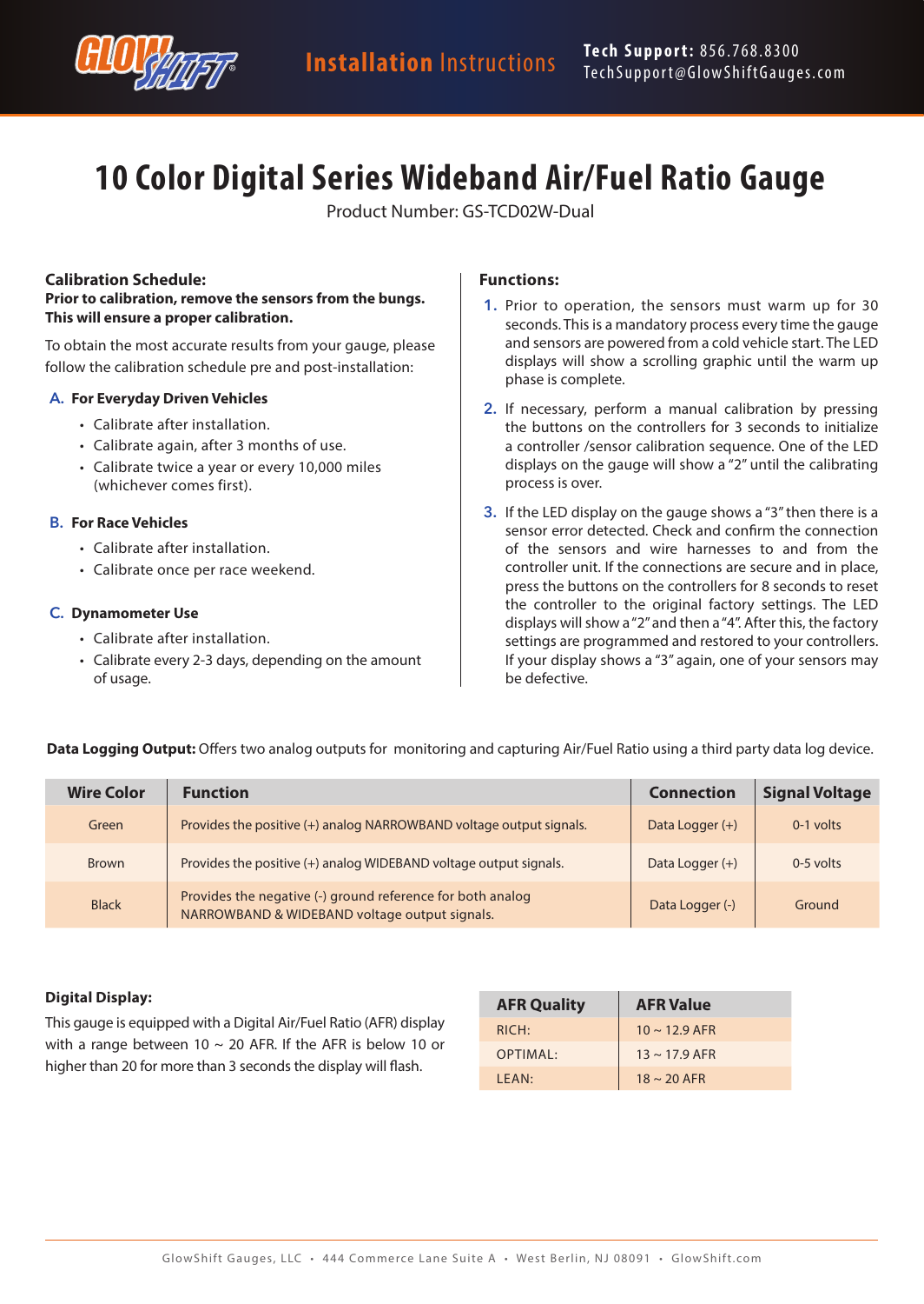# 10 Color Digital Series Wideband Air/Fuel Ratio Gauge

Product Number: GS-TCD02W-Dual

### Calibration Schedule:

**Prior to calibration, remove the sensors from the bungs. This will ensure a proper calibration.**

To obtain the most accurate results from your gauge, please follow the calibration schedule pre and post-installation:

**A. For Everyday Driven Vehicles**

- Calibrate after installation.
- Calibrate again, after 3 months of use.
- Calibrate twice a year or every 10,000 miles (whichever comes first).

**B. For Race Vehicles**

- Calibrate after installation.
- Calibrate once per race weekend.

**C. Dynamometer Use**

- Calibrate after installation.
- Calibrate every 2-3 days, depending on the amount of usage.

### Functions:

1. Prior to operation, the sensors must warm up for 30 seconds. This is a mandatory process every time the gauge and sensors are powered from a cold vehicle start. The LED displays will show a scrolling graphic until the warm up phase is complete.
2. If necessary, perform a manual calibration by pressing the buttons on the controllers for 3 seconds to initialize a controller /sensor calibration sequence. One of the LED displays on the gauge will show a "2" until the calibrating process is over.
3. If the LED display on the gauge shows a "3" then there is a sensor error detected. Check and confirm the connection of the sensors and wire harnesses to and from the controller unit. If the connections are secure and in place, press the buttons on the controllers for 8 seconds to reset the controller to the original factory settings. The LED displays will show a "2" and then a "4". After this, the factory settings are programmed and restored to your controllers. If your display shows a "3" again, one of your sensors may be defective.

**Data Logging Output:** Offers two analog outputs for monitoring and capturing Air/Fuel Ratio using a third party data log device.

| Wire Color | Function | Connection | Signal Voltage |
|---|---|---|---|
| Green | Provides the positive (+) analog NARROWBAND voltage output signals. | Data Logger (+) | 0-1 volts |
| Brown | Provides the positive (+) analog WIDEBAND voltage output signals. | Data Logger (+) | 0-5 volts |
| Black | Provides the negative (-) ground reference for both analog NARROWBAND & WIDEBAND voltage output signals. | Data Logger (-) | Ground |

**Digital Display:**

This gauge is equipped with a Digital Air/Fuel Ratio (AFR) display with a range between 10 ~ 20 AFR. If the AFR is below 10 or higher than 20 for more than 3 seconds the display will flash.

| AFR Quality | AFR Value |
|---|---|
| RICH: | 10 ~ 12.9 AFR |
| OPTIMAL: | 13 ~ 17.9 AFR |
| LEAN: | 18 ~ 20 AFR |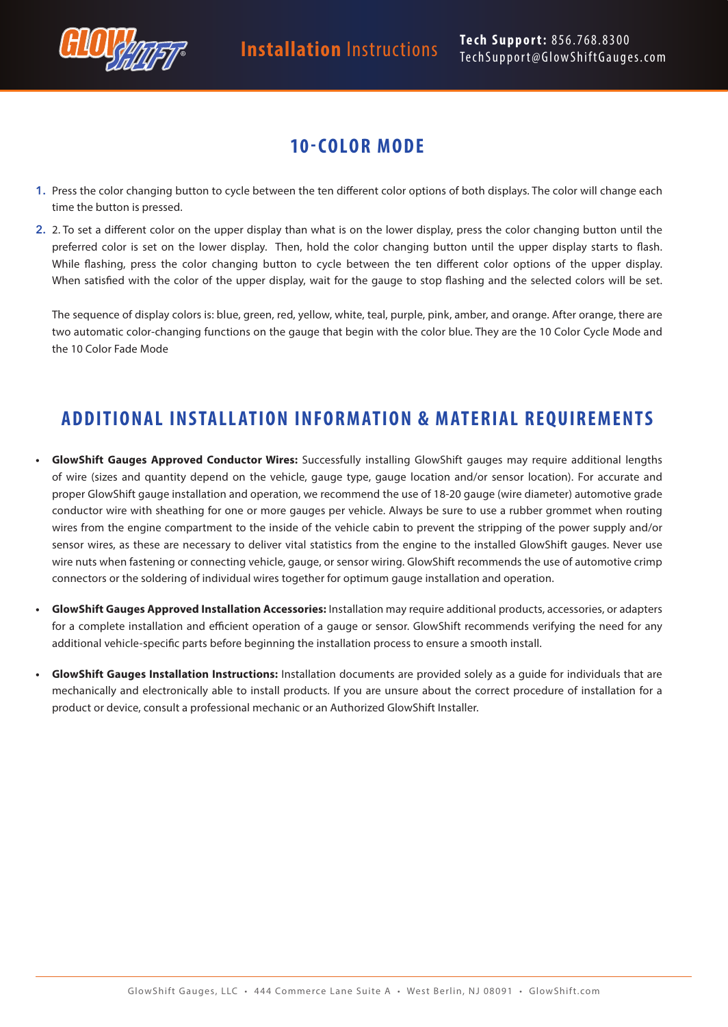## 10-COLOR MODE

1. Press the color changing button to cycle between the ten different color options of both displays. The color will change each time the button is pressed.
2. 2. To set a different color on the upper display than what is on the lower display, press the color changing button until the preferred color is set on the lower display. Then, hold the color changing button until the upper display starts to flash. While flashing, press the color changing button to cycle between the ten different color options of the upper display. When satisfied with the color of the upper display, wait for the gauge to stop flashing and the selected colors will be set.

   The sequence of display colors is: blue, green, red, yellow, white, teal, purple, pink, amber, and orange. After orange, there are two automatic color-changing functions on the gauge that begin with the color blue. They are the 10 Color Cycle Mode and the 10 Color Fade Mode

## ADDITIONAL INSTALLATION INFORMATION & MATERIAL REQUIREMENTS

- **GlowShift Gauges Approved Conductor Wires:** Successfully installing GlowShift gauges may require additional lengths of wire (sizes and quantity depend on the vehicle, gauge type, gauge location and/or sensor location). For accurate and proper GlowShift gauge installation and operation, we recommend the use of 18-20 gauge (wire diameter) automotive grade conductor wire with sheathing for one or more gauges per vehicle. Always be sure to use a rubber grommet when routing wires from the engine compartment to the inside of the vehicle cabin to prevent the stripping of the power supply and/or sensor wires, as these are necessary to deliver vital statistics from the engine to the installed GlowShift gauges. Never use wire nuts when fastening or connecting vehicle, gauge, or sensor wiring. GlowShift recommends the use of automotive crimp connectors or the soldering of individual wires together for optimum gauge installation and operation.
- **GlowShift Gauges Approved Installation Accessories:** Installation may require additional products, accessories, or adapters for a complete installation and efficient operation of a gauge or sensor. GlowShift recommends verifying the need for any additional vehicle-specific parts before beginning the installation process to ensure a smooth install.
- **GlowShift Gauges Installation Instructions:** Installation documents are provided solely as a guide for individuals that are mechanically and electronically able to install products. If you are unsure about the correct procedure of installation for a product or device, consult a professional mechanic or an Authorized GlowShift Installer.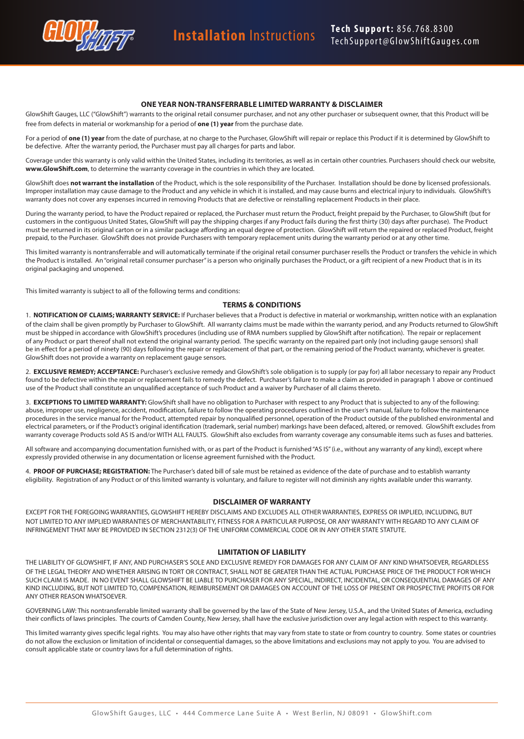## ONE YEAR NON-TRANSFERRABLE LIMITED WARRANTY & DISCLAIMER

GlowShift Gauges, LLC ("GlowShift") warrants to the original retail consumer purchaser, and not any other purchaser or subsequent owner, that this Product will be free from defects in material or workmanship for a period of **one (1) year** from the purchase date.

For a period of **one (1) year** from the date of purchase, at no charge to the Purchaser, GlowShift will repair or replace this Product if it is determined by GlowShift to be defective. After the warranty period, the Purchaser must pay all charges for parts and labor.

Coverage under this warranty is only valid within the United States, including its territories, as well as in certain other countries. Purchasers should check our website, **www.GlowShift.com**, to determine the warranty coverage in the countries in which they are located.

GlowShift does **not warrant the installation** of the Product, which is the sole responsibility of the Purchaser. Installation should be done by licensed professionals. Improper installation may cause damage to the Product and any vehicle in which it is installed, and may cause burns and electrical injury to individuals. GlowShift's warranty does not cover any expenses incurred in removing Products that are defective or reinstalling replacement Products in their place.

During the warranty period, to have the Product repaired or replaced, the Purchaser must return the Product, freight prepaid by the Purchaser, to GlowShift (but for customers in the contiguous United States, GlowShift will pay the shipping charges if any Product fails during the first thirty (30) days after purchase). The Product must be returned in its original carton or in a similar package affording an equal degree of protection. GlowShift will return the repaired or replaced Product, freight prepaid, to the Purchaser. GlowShift does not provide Purchasers with temporary replacement units during the warranty period or at any other time.

This limited warranty is nontransferrable and will automatically terminate if the original retail consumer purchaser resells the Product or transfers the vehicle in which the Product is installed. An "original retail consumer purchaser" is a person who originally purchases the Product, or a gift recipient of a new Product that is in its original packaging and unopened.

This limited warranty is subject to all of the following terms and conditions:

## TERMS & CONDITIONS

1. **NOTIFICATION OF CLAIMS; WARRANTY SERVICE:** If Purchaser believes that a Product is defective in material or workmanship, written notice with an explanation of the claim shall be given promptly by Purchaser to GlowShift. All warranty claims must be made within the warranty period, and any Products returned to GlowShift must be shipped in accordance with GlowShift's procedures (including use of RMA numbers supplied by GlowShift after notification). The repair or replacement of any Product or part thereof shall not extend the original warranty period. The specific warranty on the repaired part only (not including gauge sensors) shall be in effect for a period of ninety (90) days following the repair or replacement of that part, or the remaining period of the Product warranty, whichever is greater. GlowShift does not provide a warranty on replacement gauge sensors.

2. **EXCLUSIVE REMEDY; ACCEPTANCE:** Purchaser's exclusive remedy and GlowShift's sole obligation is to supply (or pay for) all labor necessary to repair any Product found to be defective within the repair or replacement fails to remedy the defect. Purchaser's failure to make a claim as provided in paragraph 1 above or continued use of the Product shall constitute an unqualified acceptance of such Product and a waiver by Purchaser of all claims thereto.

3. **EXCEPTIONS TO LIMITED WARRANTY:** GlowShift shall have no obligation to Purchaser with respect to any Product that is subjected to any of the following: abuse, improper use, negligence, accident, modification, failure to follow the operating procedures outlined in the user's manual, failure to follow the maintenance procedures in the service manual for the Product, attempted repair by nonqualified personnel, operation of the Product outside of the published environmental and electrical parameters, or if the Product's original identification (trademark, serial number) markings have been defaced, altered, or removed. GlowShift excludes from warranty coverage Products sold AS IS and/or WITH ALL FAULTS. GlowShift also excludes from warranty coverage any consumable items such as fuses and batteries.

All software and accompanying documentation furnished with, or as part of the Product is furnished "AS IS" (i.e., without any warranty of any kind), except where expressly provided otherwise in any documentation or license agreement furnished with the Product.

4. **PROOF OF PURCHASE; REGISTRATION:** The Purchaser's dated bill of sale must be retained as evidence of the date of purchase and to establish warranty eligibility. Registration of any Product or of this limited warranty is voluntary, and failure to register will not diminish any rights available under this warranty.

## DISCLAIMER OF WARRANTY

EXCEPT FOR THE FOREGOING WARRANTIES, GLOWSHIFT HEREBY DISCLAIMS AND EXCLUDES ALL OTHER WARRANTIES, EXPRESS OR IMPLIED, INCLUDING, BUT NOT LIMITED TO ANY IMPLIED WARRANTIES OF MERCHANTABILITY, FITNESS FOR A PARTICULAR PURPOSE, OR ANY WARRANTY WITH REGARD TO ANY CLAIM OF INFRINGEMENT THAT MAY BE PROVIDED IN SECTION 2312(3) OF THE UNIFORM COMMERCIAL CODE OR IN ANY OTHER STATE STATUTE.

## LIMITATION OF LIABILITY

THE LIABILITY OF GLOWSHIFT, IF ANY, AND PURCHASER'S SOLE AND EXCLUSIVE REMEDY FOR DAMAGES FOR ANY CLAIM OF ANY KIND WHATSOEVER, REGARDLESS OF THE LEGAL THEORY AND WHETHER ARISING IN TORT OR CONTRACT, SHALL NOT BE GREATER THAN THE ACTUAL PURCHASE PRICE OF THE PRODUCT FOR WHICH SUCH CLAIM IS MADE. IN NO EVENT SHALL GLOWSHIFT BE LIABLE TO PURCHASER FOR ANY SPECIAL, INDIRECT, INCIDENTAL, OR CONSEQUENTIAL DAMAGES OF ANY KIND INCLUDING, BUT NOT LIMITED TO, COMPENSATION, REIMBURSEMENT OR DAMAGES ON ACCOUNT OF THE LOSS OF PRESENT OR PROSPECTIVE PROFITS OR FOR ANY OTHER REASON WHATSOEVER.

GOVERNING LAW: This nontransferrable limited warranty shall be governed by the law of the State of New Jersey, U.S.A., and the United States of America, excluding their conflicts of laws principles. The courts of Camden County, New Jersey, shall have the exclusive jurisdiction over any legal action with respect to this warranty.

This limited warranty gives specific legal rights. You may also have other rights that may vary from state to state or from country to country. Some states or countries do not allow the exclusion or limitation of incidental or consequential damages, so the above limitations and exclusions may not apply to you. You are advised to consult applicable state or country laws for a full determination of rights.